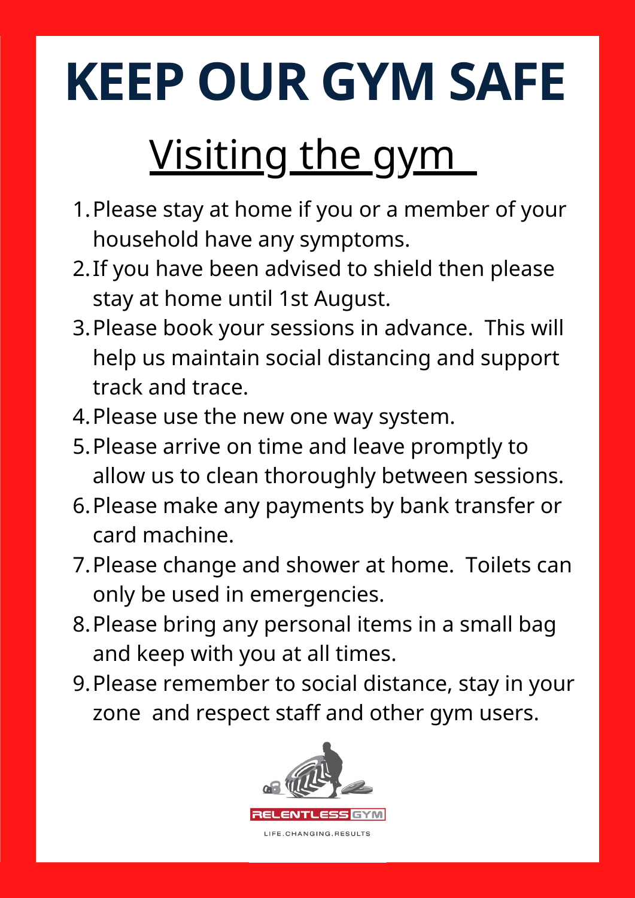# KEEP OUR GYM SAFE

## Visiting the gym

1. Please stay at home if you or a member of your household have any symptoms.
2. If you have been advised to shield then please stay at home until 1st August.
3. Please book your sessions in advance. This will help us maintain social distancing and support track and trace.
4. Please use the new one way system.
5. Please arrive on time and leave promptly to allow us to clean thoroughly between sessions.
6. Please make any payments by bank transfer or card machine.
7. Please change and shower at home. Toilets can only be used in emergencies.
8. Please bring any personal items in a small bag and keep with you at all times.
9. Please remember to social distance, stay in your zone and respect staff and other gym users.

RELENTLESS GYM

LIFE.CHANGING.RESULTS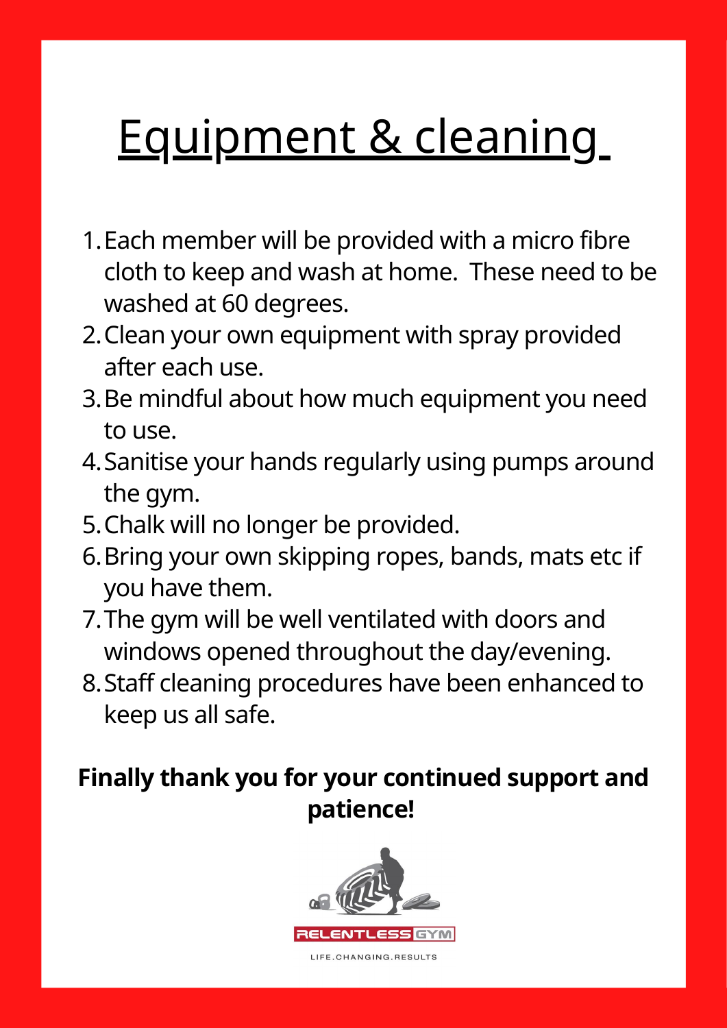# Equipment & cleaning

1. Each member will be provided with a micro fibre cloth to keep and wash at home. These need to be washed at 60 degrees.
2. Clean your own equipment with spray provided after each use.
3. Be mindful about how much equipment you need to use.
4. Sanitise your hands regularly using pumps around the gym.
5. Chalk will no longer be provided.
6. Bring your own skipping ropes, bands, mats etc if you have them.
7. The gym will be well ventilated with doors and windows opened throughout the day/evening.
8. Staff cleaning procedures have been enhanced to keep us all safe.

**Finally thank you for your continued support and patience!**

RELENTLESS GYM

LIFE.CHANGING.RESULTS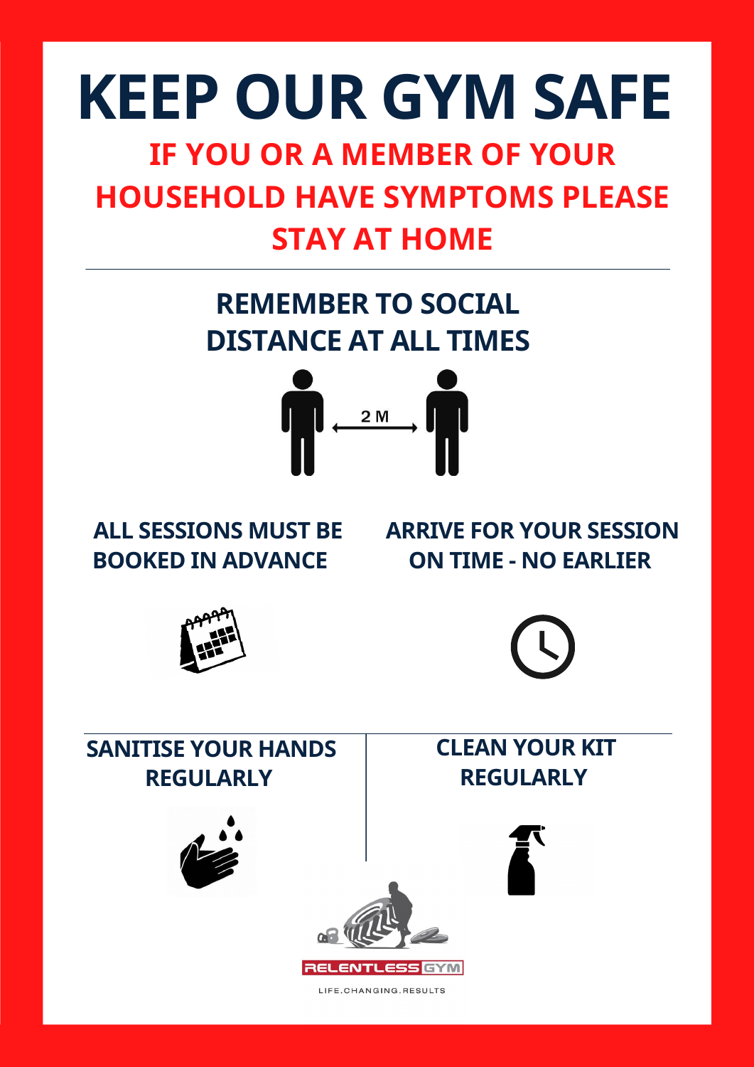# KEEP OUR GYM SAFE

## IF YOU OR A MEMBER OF YOUR HOUSEHOLD HAVE SYMPTOMS PLEASE STAY AT HOME

---

### REMEMBER TO SOCIAL DISTANCE AT ALL TIMES

2 M

### ALL SESSIONS MUST BE BOOKED IN ADVANCE

### ARRIVE FOR YOUR SESSION ON TIME - NO EARLIER

### SANITISE YOUR HANDS REGULARLY

### CLEAN YOUR KIT REGULARLY

RELENTLESS GYM

LIFE.CHANGING.RESULTS